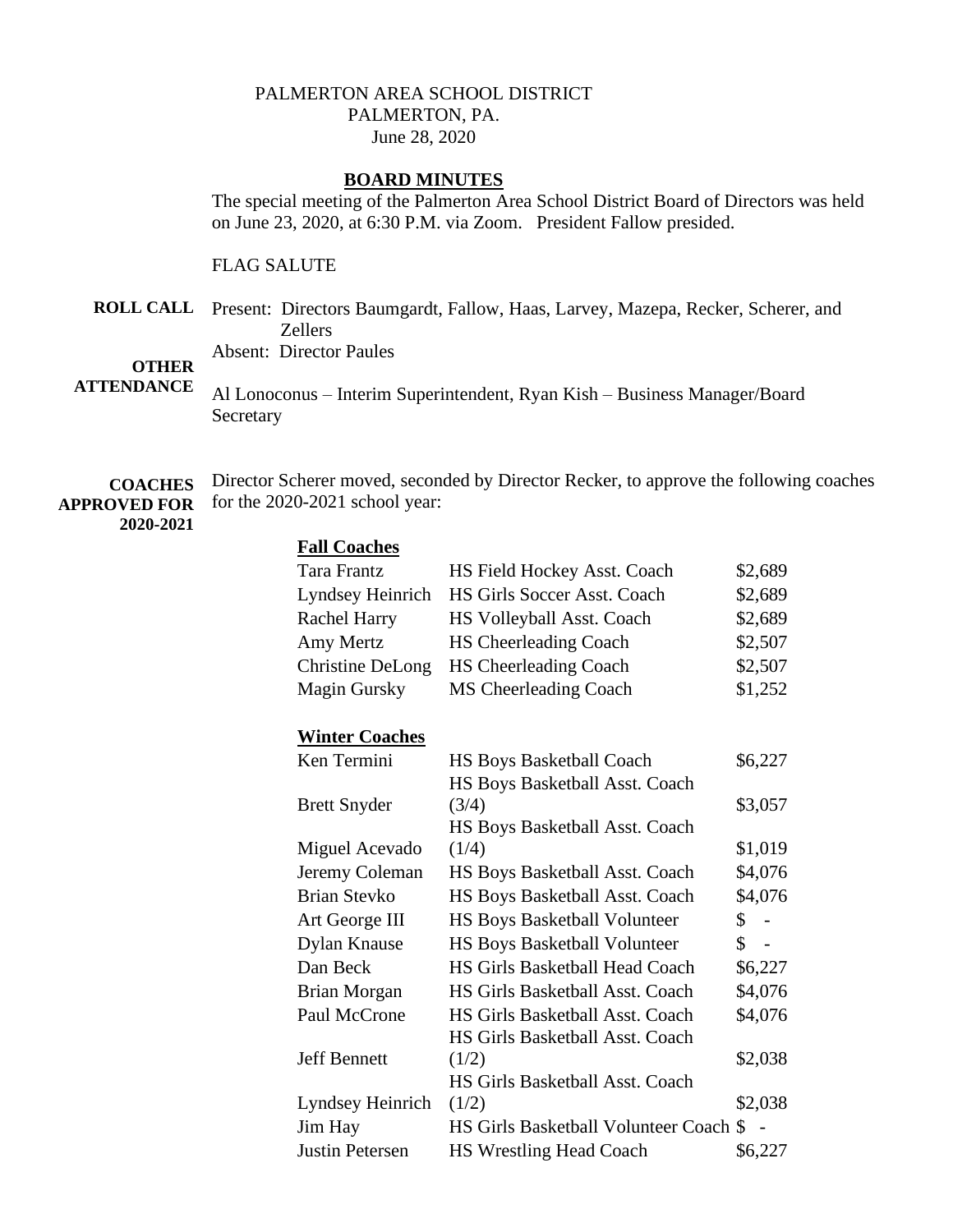PALMERTON AREA SCHOOL DISTRICT
PALMERTON, PA.
June 28, 2020

## BOARD MINUTES

The special meeting of the Palmerton Area School District Board of Directors was held on June 23, 2020, at 6:30 P.M. via Zoom. President Fallow presided.

FLAG SALUTE

**ROLL CALL** Present: Directors Baumgardt, Fallow, Haas, Larvey, Mazepa, Recker, Scherer, and Zellers
Absent: Director Paules

**OTHER ATTENDANCE** Al Lonoconus – Interim Superintendent, Ryan Kish – Business Manager/Board Secretary

**COACHES APPROVED FOR 2020-2021** Director Scherer moved, seconded by Director Recker, to approve the following coaches for the 2020-2021 school year:

**Fall Coaches**

| | | |
|---|---|---|
| Tara Frantz | HS Field Hockey Asst. Coach | $2,689 |
| Lyndsey Heinrich | HS Girls Soccer Asst. Coach | $2,689 |
| Rachel Harry | HS Volleyball Asst. Coach | $2,689 |
| Amy Mertz | HS Cheerleading Coach | $2,507 |
| Christine DeLong | HS Cheerleading Coach | $2,507 |
| Magin Gursky | MS Cheerleading Coach | $1,252 |

**Winter Coaches**

| | | |
|---|---|---|
| Ken Termini | HS Boys Basketball Coach | $6,227 |
| Brett Snyder | HS Boys Basketball Asst. Coach (3/4) | $3,057 |
| Miguel Acevado | HS Boys Basketball Asst. Coach (1/4) | $1,019 |
| Jeremy Coleman | HS Boys Basketball Asst. Coach | $4,076 |
| Brian Stevko | HS Boys Basketball Asst. Coach | $4,076 |
| Art George III | HS Boys Basketball Volunteer | $ - |
| Dylan Knause | HS Boys Basketball Volunteer | $ - |
| Dan Beck | HS Girls Basketball Head Coach | $6,227 |
| Brian Morgan | HS Girls Basketball Asst. Coach | $4,076 |
| Paul McCrone | HS Girls Basketball Asst. Coach | $4,076 |
| Jeff Bennett | HS Girls Basketball Asst. Coach (1/2) | $2,038 |
| Lyndsey Heinrich | HS Girls Basketball Asst. Coach (1/2) | $2,038 |
| Jim Hay | HS Girls Basketball Volunteer Coach | $ - |
| Justin Petersen | HS Wrestling Head Coach | $6,227 |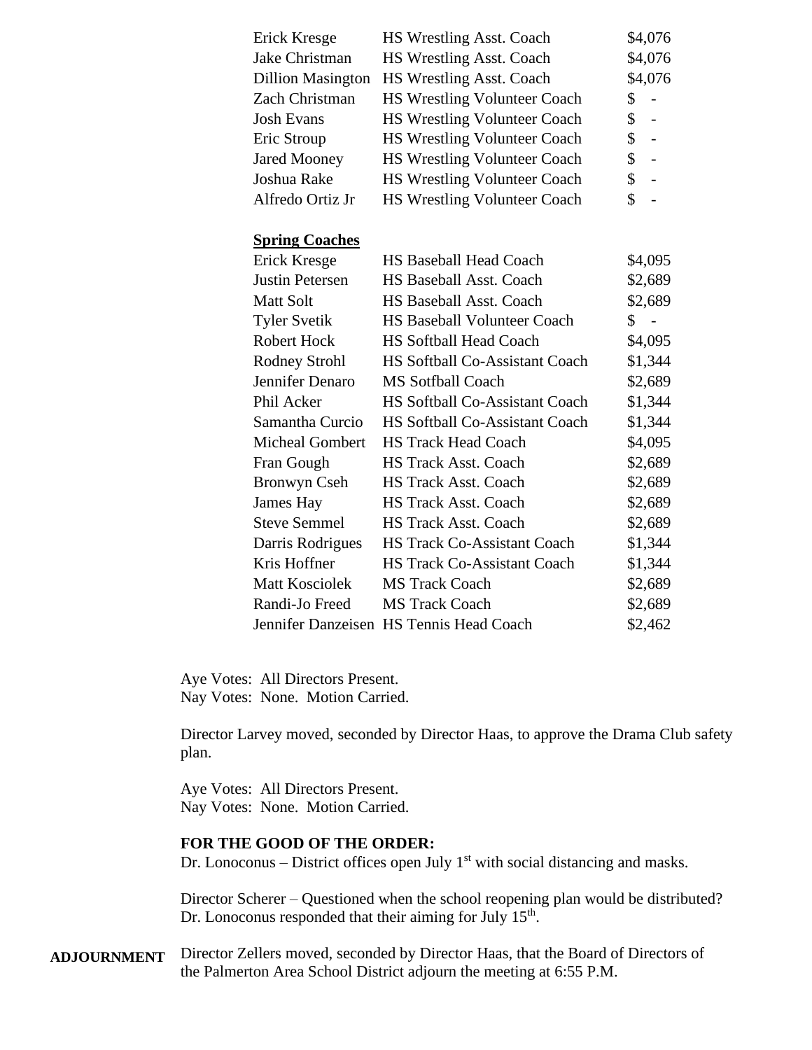| | | |
|---|---|---|
| Erick Kresge | HS Wrestling Asst. Coach | $4,076 |
| Jake Christman | HS Wrestling Asst. Coach | $4,076 |
| Dillion Masington | HS Wrestling Asst. Coach | $4,076 |
| Zach Christman | HS Wrestling Volunteer Coach | $ - |
| Josh Evans | HS Wrestling Volunteer Coach | $ - |
| Eric Stroup | HS Wrestling Volunteer Coach | $ - |
| Jared Mooney | HS Wrestling Volunteer Coach | $ - |
| Joshua Rake | HS Wrestling Volunteer Coach | $ - |
| Alfredo Ortiz Jr | HS Wrestling Volunteer Coach | $ - |

**Spring Coaches**

| | | |
|---|---|---|
| Erick Kresge | HS Baseball Head Coach | $4,095 |
| Justin Petersen | HS Baseball Asst. Coach | $2,689 |
| Matt Solt | HS Baseball Asst. Coach | $2,689 |
| Tyler Svetik | HS Baseball Volunteer Coach | $ - |
| Robert Hock | HS Softball Head Coach | $4,095 |
| Rodney Strohl | HS Softball Co-Assistant Coach | $1,344 |
| Jennifer Denaro | MS Sotfball Coach | $2,689 |
| Phil Acker | HS Softball Co-Assistant Coach | $1,344 |
| Samantha Curcio | HS Softball Co-Assistant Coach | $1,344 |
| Micheal Gombert | HS Track Head Coach | $4,095 |
| Fran Gough | HS Track Asst. Coach | $2,689 |
| Bronwyn Cseh | HS Track Asst. Coach | $2,689 |
| James Hay | HS Track Asst. Coach | $2,689 |
| Steve Semmel | HS Track Asst. Coach | $2,689 |
| Darris Rodrigues | HS Track Co-Assistant Coach | $1,344 |
| Kris Hoffner | HS Track Co-Assistant Coach | $1,344 |
| Matt Kosciolek | MS Track Coach | $2,689 |
| Randi-Jo Freed | MS Track Coach | $2,689 |
| Jennifer Danzeisen | HS Tennis Head Coach | $2,462 |

Aye Votes: All Directors Present.
Nay Votes: None. Motion Carried.

Director Larvey moved, seconded by Director Haas, to approve the Drama Club safety plan.

Aye Votes: All Directors Present.
Nay Votes: None. Motion Carried.

**FOR THE GOOD OF THE ORDER:**
Dr. Lonoconus – District offices open July 1st with social distancing and masks.

Director Scherer – Questioned when the school reopening plan would be distributed? Dr. Lonoconus responded that their aiming for July 15th.

**ADJOURNMENT** Director Zellers moved, seconded by Director Haas, that the Board of Directors of the Palmerton Area School District adjourn the meeting at 6:55 P.M.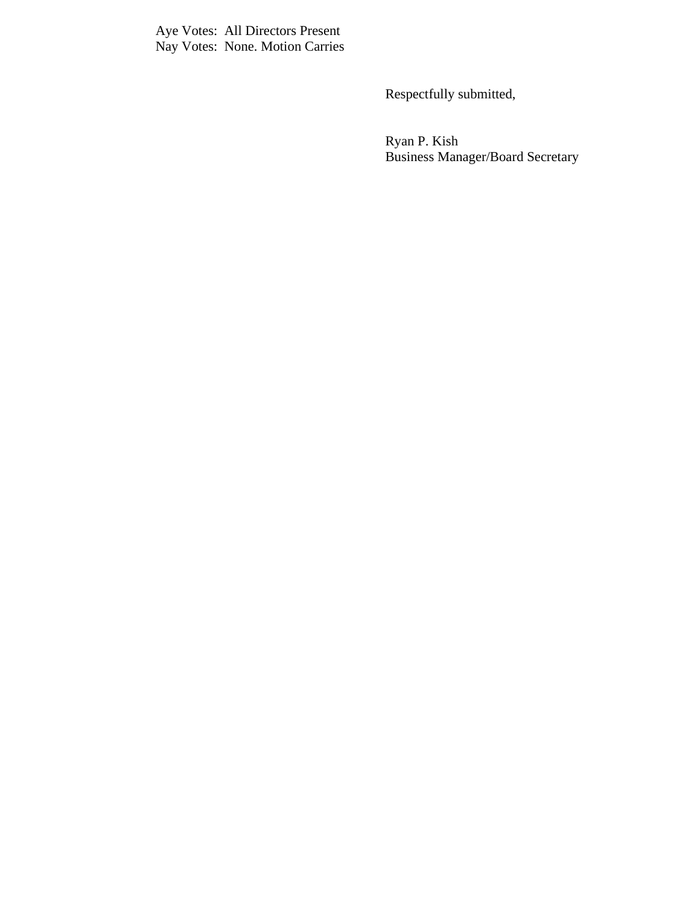Aye Votes: All Directors Present
Nay Votes: None. Motion Carries

Respectfully submitted,

Ryan P. Kish
Business Manager/Board Secretary